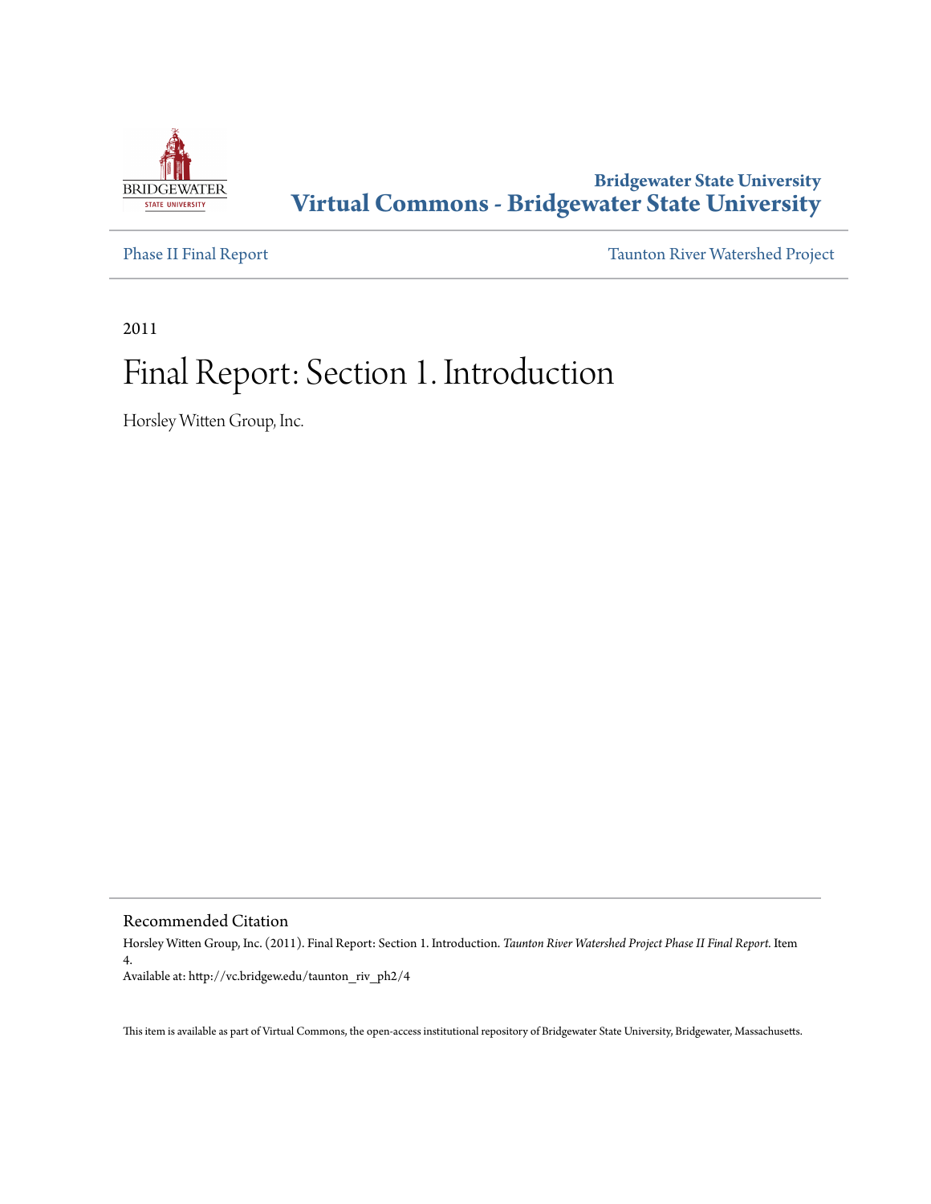Bridgewater State University
**Virtual Commons - Bridgewater State University**

Phase II Final Report

Taunton River Watershed Project

2011

# Final Report: Section 1. Introduction

Horsley Witten Group, Inc.

## Recommended Citation

Horsley Witten Group, Inc. (2011). Final Report: Section 1. Introduction. *Taunton River Watershed Project Phase II Final Report.* Item 4.
Available at: http://vc.bridgew.edu/taunton_riv_ph2/4

This item is available as part of Virtual Commons, the open-access institutional repository of Bridgewater State University, Bridgewater, Massachusetts.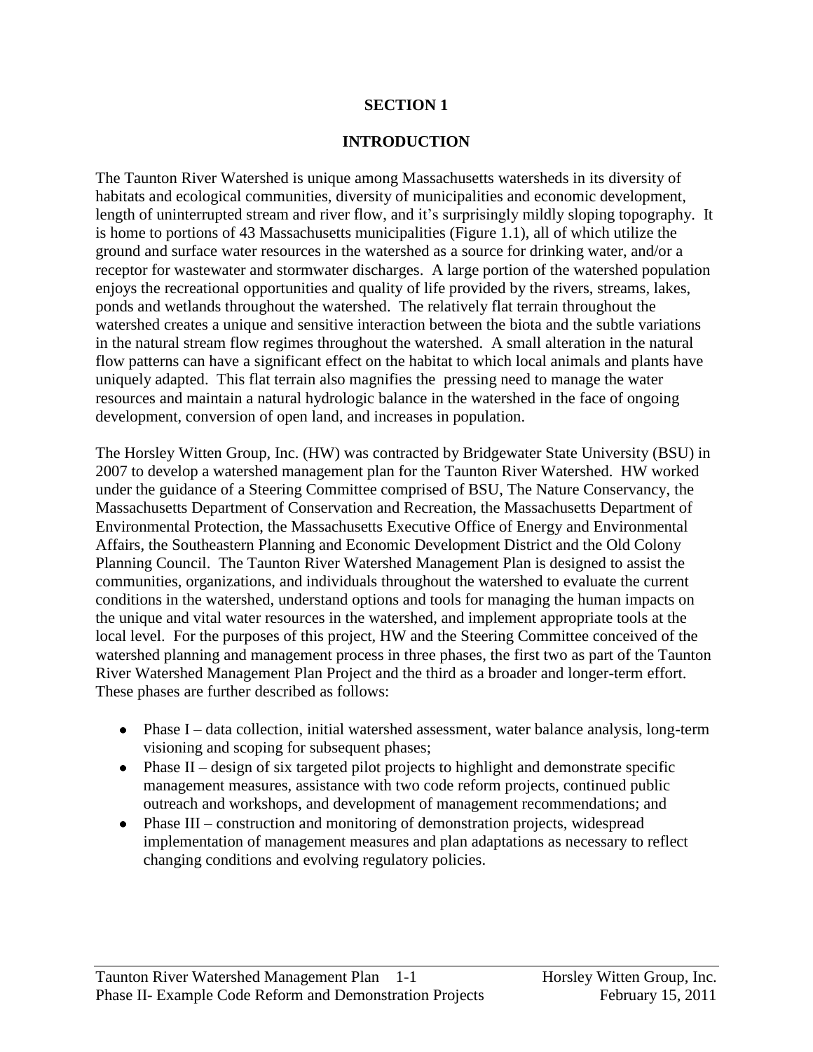# SECTION 1

# INTRODUCTION

The Taunton River Watershed is unique among Massachusetts watersheds in its diversity of habitats and ecological communities, diversity of municipalities and economic development, length of uninterrupted stream and river flow, and it's surprisingly mildly sloping topography. It is home to portions of 43 Massachusetts municipalities (Figure 1.1), all of which utilize the ground and surface water resources in the watershed as a source for drinking water, and/or a receptor for wastewater and stormwater discharges. A large portion of the watershed population enjoys the recreational opportunities and quality of life provided by the rivers, streams, lakes, ponds and wetlands throughout the watershed. The relatively flat terrain throughout the watershed creates a unique and sensitive interaction between the biota and the subtle variations in the natural stream flow regimes throughout the watershed. A small alteration in the natural flow patterns can have a significant effect on the habitat to which local animals and plants have uniquely adapted. This flat terrain also magnifies the pressing need to manage the water resources and maintain a natural hydrologic balance in the watershed in the face of ongoing development, conversion of open land, and increases in population.

The Horsley Witten Group, Inc. (HW) was contracted by Bridgewater State University (BSU) in 2007 to develop a watershed management plan for the Taunton River Watershed. HW worked under the guidance of a Steering Committee comprised of BSU, The Nature Conservancy, the Massachusetts Department of Conservation and Recreation, the Massachusetts Department of Environmental Protection, the Massachusetts Executive Office of Energy and Environmental Affairs, the Southeastern Planning and Economic Development District and the Old Colony Planning Council. The Taunton River Watershed Management Plan is designed to assist the communities, organizations, and individuals throughout the watershed to evaluate the current conditions in the watershed, understand options and tools for managing the human impacts on the unique and vital water resources in the watershed, and implement appropriate tools at the local level. For the purposes of this project, HW and the Steering Committee conceived of the watershed planning and management process in three phases, the first two as part of the Taunton River Watershed Management Plan Project and the third as a broader and longer-term effort. These phases are further described as follows:

- Phase I – data collection, initial watershed assessment, water balance analysis, long-term visioning and scoping for subsequent phases;
- Phase II – design of six targeted pilot projects to highlight and demonstrate specific management measures, assistance with two code reform projects, continued public outreach and workshops, and development of management recommendations; and
- Phase III – construction and monitoring of demonstration projects, widespread implementation of management measures and plan adaptations as necessary to reflect changing conditions and evolving regulatory policies.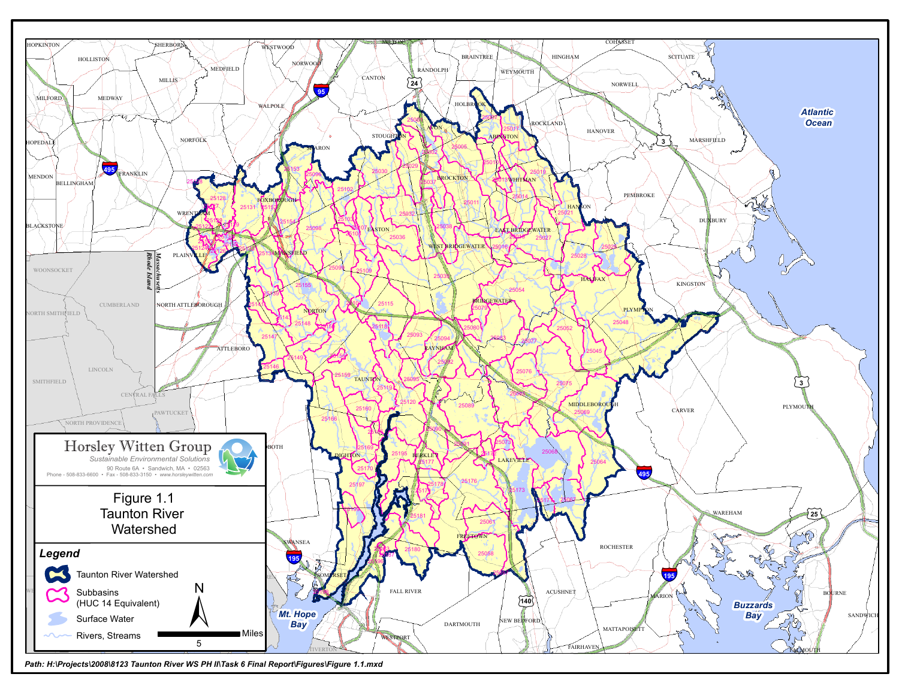Horsley Witten Group

*Sustainable Environmental Solutions*

90 Route 6A • Sandwich, MA • 02563

Phone - 508-833-6600 • Fax - 508-833-3150 • www.horsleywitten.com

Figure 1.1
Taunton River
Watershed

**Legend**

- Taunton River Watershed
- Subbasins (HUC 14 Equivalent)
- Surface Water
- Rivers, Streams

Miles

5

*Path: H:\Projects\2008\8123 Taunton River WS PH II\Task 6 Final Report\Figures\Figure 1.1.mxd*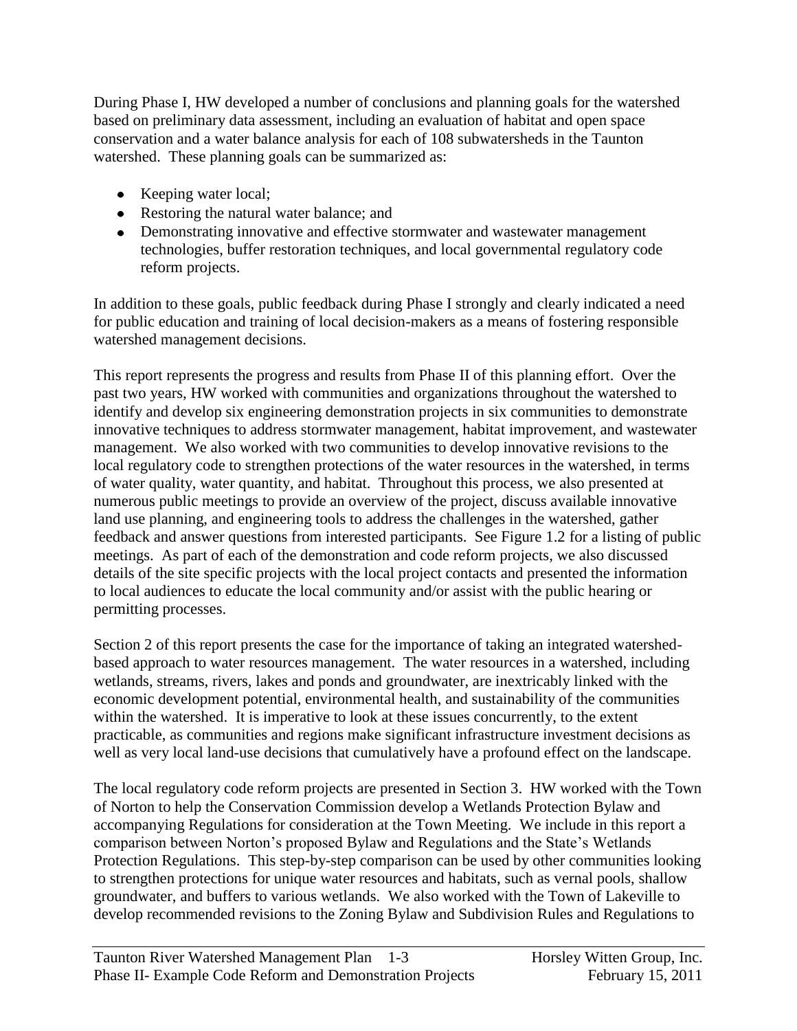During Phase I, HW developed a number of conclusions and planning goals for the watershed based on preliminary data assessment, including an evaluation of habitat and open space conservation and a water balance analysis for each of 108 subwatersheds in the Taunton watershed. These planning goals can be summarized as:

- Keeping water local;
- Restoring the natural water balance; and
- Demonstrating innovative and effective stormwater and wastewater management technologies, buffer restoration techniques, and local governmental regulatory code reform projects.

In addition to these goals, public feedback during Phase I strongly and clearly indicated a need for public education and training of local decision-makers as a means of fostering responsible watershed management decisions.

This report represents the progress and results from Phase II of this planning effort. Over the past two years, HW worked with communities and organizations throughout the watershed to identify and develop six engineering demonstration projects in six communities to demonstrate innovative techniques to address stormwater management, habitat improvement, and wastewater management. We also worked with two communities to develop innovative revisions to the local regulatory code to strengthen protections of the water resources in the watershed, in terms of water quality, water quantity, and habitat. Throughout this process, we also presented at numerous public meetings to provide an overview of the project, discuss available innovative land use planning, and engineering tools to address the challenges in the watershed, gather feedback and answer questions from interested participants. See Figure 1.2 for a listing of public meetings. As part of each of the demonstration and code reform projects, we also discussed details of the site specific projects with the local project contacts and presented the information to local audiences to educate the local community and/or assist with the public hearing or permitting processes.

Section 2 of this report presents the case for the importance of taking an integrated watershed-based approach to water resources management. The water resources in a watershed, including wetlands, streams, rivers, lakes and ponds and groundwater, are inextricably linked with the economic development potential, environmental health, and sustainability of the communities within the watershed. It is imperative to look at these issues concurrently, to the extent practicable, as communities and regions make significant infrastructure investment decisions as well as very local land-use decisions that cumulatively have a profound effect on the landscape.

The local regulatory code reform projects are presented in Section 3. HW worked with the Town of Norton to help the Conservation Commission develop a Wetlands Protection Bylaw and accompanying Regulations for consideration at the Town Meeting. We include in this report a comparison between Norton's proposed Bylaw and Regulations and the State's Wetlands Protection Regulations. This step-by-step comparison can be used by other communities looking to strengthen protections for unique water resources and habitats, such as vernal pools, shallow groundwater, and buffers to various wetlands. We also worked with the Town of Lakeville to develop recommended revisions to the Zoning Bylaw and Subdivision Rules and Regulations to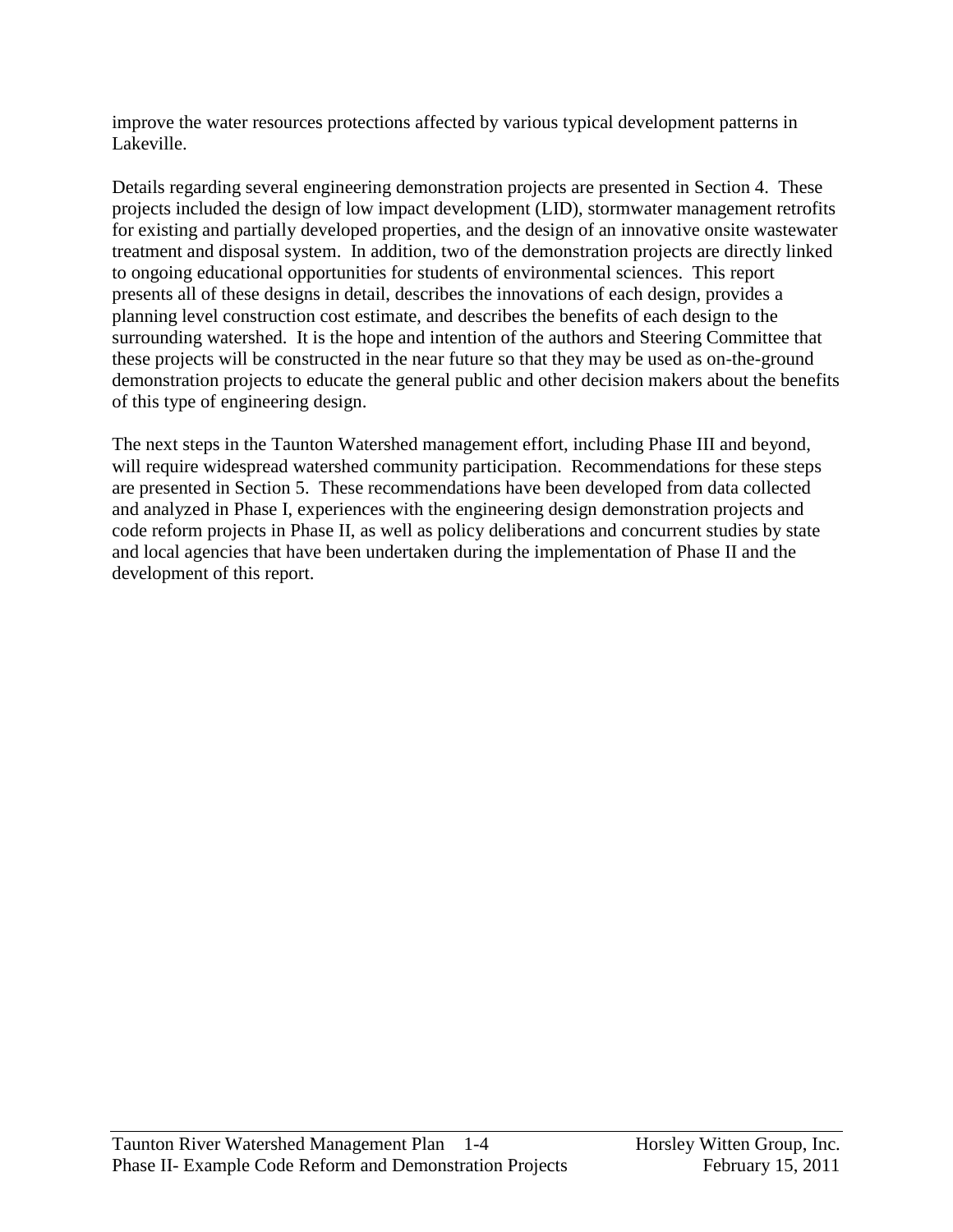improve the water resources protections affected by various typical development patterns in Lakeville.

Details regarding several engineering demonstration projects are presented in Section 4. These projects included the design of low impact development (LID), stormwater management retrofits for existing and partially developed properties, and the design of an innovative onsite wastewater treatment and disposal system. In addition, two of the demonstration projects are directly linked to ongoing educational opportunities for students of environmental sciences. This report presents all of these designs in detail, describes the innovations of each design, provides a planning level construction cost estimate, and describes the benefits of each design to the surrounding watershed. It is the hope and intention of the authors and Steering Committee that these projects will be constructed in the near future so that they may be used as on-the-ground demonstration projects to educate the general public and other decision makers about the benefits of this type of engineering design.

The next steps in the Taunton Watershed management effort, including Phase III and beyond, will require widespread watershed community participation. Recommendations for these steps are presented in Section 5. These recommendations have been developed from data collected and analyzed in Phase I, experiences with the engineering design demonstration projects and code reform projects in Phase II, as well as policy deliberations and concurrent studies by state and local agencies that have been undertaken during the implementation of Phase II and the development of this report.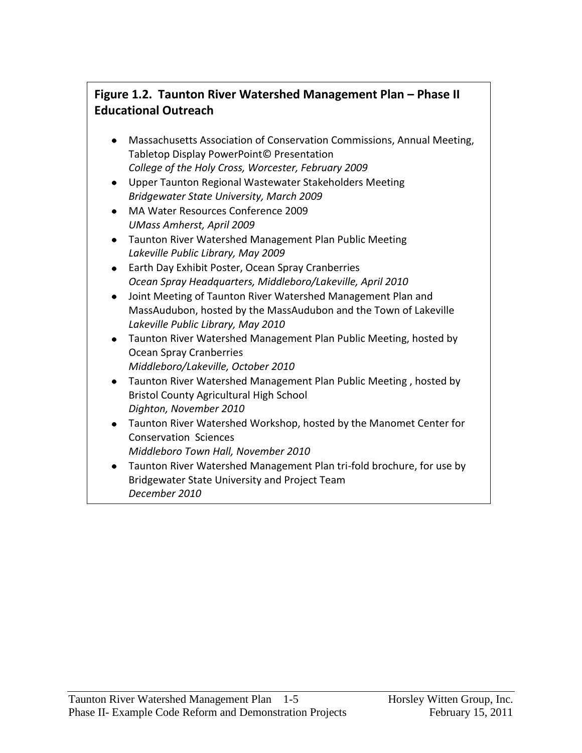**Figure 1.2. Taunton River Watershed Management Plan – Phase II Educational Outreach**

- Massachusetts Association of Conservation Commissions, Annual Meeting, Tabletop Display PowerPoint© Presentation
  *College of the Holy Cross, Worcester, February 2009*
- Upper Taunton Regional Wastewater Stakeholders Meeting
  *Bridgewater State University, March 2009*
- MA Water Resources Conference 2009
  *UMass Amherst, April 2009*
- Taunton River Watershed Management Plan Public Meeting
  *Lakeville Public Library, May 2009*
- Earth Day Exhibit Poster, Ocean Spray Cranberries
  *Ocean Spray Headquarters, Middleboro/Lakeville, April 2010*
- Joint Meeting of Taunton River Watershed Management Plan and MassAudubon, hosted by the MassAudubon and the Town of Lakeville
  *Lakeville Public Library, May 2010*
- Taunton River Watershed Management Plan Public Meeting, hosted by Ocean Spray Cranberries
  *Middleboro/Lakeville, October 2010*
- Taunton River Watershed Management Plan Public Meeting , hosted by Bristol County Agricultural High School
  *Dighton, November 2010*
- Taunton River Watershed Workshop, hosted by the Manomet Center for Conservation Sciences
  *Middleboro Town Hall, November 2010*
- Taunton River Watershed Management Plan tri-fold brochure, for use by Bridgewater State University and Project Team
  *December 2010*